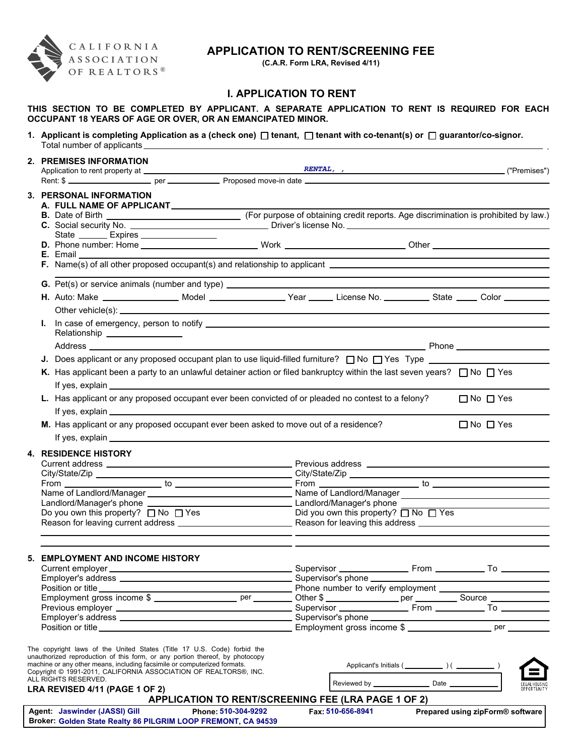CALIFORNIA ASSOCIATION OF REALTORS®

# APPLICATION TO RENT/SCREENING FEE

**(C.A.R. Form LRA, Revised 4/11)**

## I. APPLICATION TO RENT

**THIS SECTION TO BE COMPLETED BY APPLICANT. A SEPARATE APPLICATION TO RENT IS REQUIRED FOR EACH OCCUPANT 18 YEARS OF AGE OR OVER, OR AN EMANCIPATED MINOR.**

**1. Applicant is completing Application as a (check one)** ☐ **tenant,** ☐ **tenant with co-tenant(s) or** ☐ **guarantor/co-signor.**
Total number of applicants ______________________.

**2. PREMISES INFORMATION**
Application to rent property at ______________ *RENTAL, ,* ______________ ("Premises")
Rent: $ __________ per __________ Proposed move-in date ______________

**3. PERSONAL INFORMATION**

**A. FULL NAME OF APPLICANT** ______________________________

**B.** Date of Birth ______________ (For purpose of obtaining credit reports. Age discrimination is prohibited by law.)

**C.** Social security No. ______________ Driver's license No. ______________
State ______ Expires ______________

**D.** Phone number: Home ______________ Work ______________ Other ______________

**E.** Email ______________________________

**F.** Name(s) of all other proposed occupant(s) and relationship to applicant ______________________________

**G.** Pet(s) or service animals (number and type) ______________________________

**H.** Auto: Make ____________ Model ____________ Year _____ License No. ________ State _____ Color ________
Other vehicle(s): ______________________________

**I.** In case of emergency, person to notify ______________________________
Relationship ______________
Address ______________________________ Phone ______________

**J.** Does applicant or any proposed occupant plan to use liquid-filled furniture? ☐ No ☐ Yes Type ______________

**K.** Has applicant been a party to an unlawful detainer action or filed bankruptcy within the last seven years? ☐ No ☐ Yes
If yes, explain ______________________________

**L.** Has applicant or any proposed occupant ever been convicted of or pleaded no contest to a felony? ☐ No ☐ Yes
If yes, explain ______________________________

**M.** Has applicant or any proposed occupant ever been asked to move out of a residence? ☐ No ☐ Yes
If yes, explain ______________________________

**4. RESIDENCE HISTORY**

Current address ______________________________
City/State/Zip ______________________________
From ______________ to ______________
Name of Landlord/Manager ______________________________
Landlord/Manager's phone ______________________________
Do you own this property? ☐ No ☐ Yes
Reason for leaving current address ______________________________

Previous address ______________________________
City/State/Zip ______________________________
From ______________ to ______________
Name of Landlord/Manager ______________________________
Landlord/Manager's phone ______________________________
Did you own this property? ☐ No ☐ Yes
Reason for leaving this address ______________________________

**5. EMPLOYMENT AND INCOME HISTORY**

Current employer ______________________________
Employer's address ______________________________
Position or title ______________________________
Employment gross income $ ______________ per ________

Supervisor ______________ From ________ To ________
Supervisor's phone ______________________________
Phone number to verify employment ______________________________
Other $ ______________ per ________ Source ______________

Previous employer ______________________________
Employer's address ______________________________
Position or title ______________________________

Supervisor ______________ From ________ To ________
Supervisor's phone ______________________________
Employment gross income $ ______________ per ________

The copyright laws of the United States (Title 17 U.S. Code) forbid the unauthorized reproduction of this form, or any portion thereof, by photocopy machine or any other means, including facsimile or computerized formats. Copyright © 1991-2011, CALIFORNIA ASSOCIATION OF REALTORS®, INC. ALL RIGHTS RESERVED.

**LRA REVISED 4/11 (PAGE 1 OF 2)**

Applicant's Initials ( ________ ) ( ________ )

Reviewed by ______________ Date ______________

EQUAL HOUSING OPPORTUNITY

**APPLICATION TO RENT/SCREENING FEE (LRA PAGE 1 OF 2)**

**Agent:** Jaswinder (JASSI) Gill **Phone:** 510-304-9292 **Fax:** 510-656-8941 **Prepared using zipForm® software**
**Broker:** Golden State Realty 86 PILGRIM LOOP FREMONT, CA 94539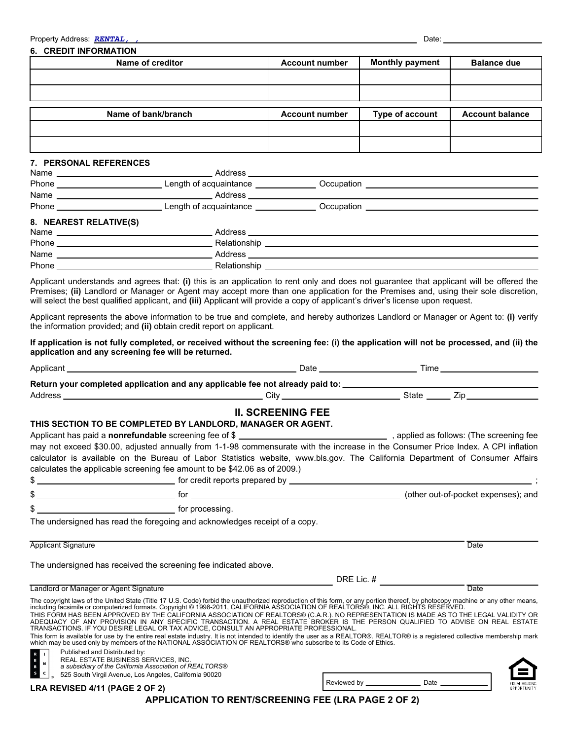Property Address: *RENTAL, ,* Date: ______________________

## 6. CREDIT INFORMATION

| Name of creditor | Account number | Monthly payment | Balance due |
|---|---|---|---|
| | | | |
| | | | |

| Name of bank/branch | Account number | Type of account | Account balance |
|---|---|---|---|
| | | | |
| | | | |

## 7. PERSONAL REFERENCES

Name ______________________ Address ______________________

Phone ______________________ Length of acquaintance ____________ Occupation ______________________

Name ______________________ Address ______________________

Phone ______________________ Length of acquaintance ____________ Occupation ______________________

## 8. NEAREST RELATIVE(S)

Name ______________________ Address ______________________

Phone ______________________ Relationship ______________________

Name ______________________ Address ______________________

Phone ______________________ Relationship ______________________

Applicant understands and agrees that: **(i)** this is an application to rent only and does not guarantee that applicant will be offered the Premises; **(ii)** Landlord or Manager or Agent may accept more than one application for the Premises and, using their sole discretion, will select the best qualified applicant, and **(iii)** Applicant will provide a copy of applicant's driver's license upon request.

Applicant represents the above information to be true and complete, and hereby authorizes Landlord or Manager or Agent to: **(i)** verify the information provided; and **(ii)** obtain credit report on applicant.

**If application is not fully completed, or received without the screening fee: (i) the application will not be processed, and (ii) the application and any screening fee will be returned.**

Applicant ______________________ Date ______________ Time ______________

**Return your completed application and any applicable fee not already paid to:** ______________________

Address ______________________ City ______________ State ______ Zip ______________

## II. SCREENING FEE

**THIS SECTION TO BE COMPLETED BY LANDLORD, MANAGER OR AGENT.**

Applicant has paid a **nonrefundable** screening fee of $ ______________ , applied as follows: (The screening fee may not exceed $30.00, adjusted annually from 1-1-98 commensurate with the increase in the Consumer Price Index. A CPI inflation calculator is available on the Bureau of Labor Statistics website, www.bls.gov. The California Department of Consumer Affairs calculates the applicable screening fee amount to be $42.06 as of 2009.)

$ ______________ for credit reports prepared by ______________________ ;

$ ______________ for ______________________ (other out-of-pocket expenses); and

$ ______________ for processing.

The undersigned has read the foregoing and acknowledges receipt of a copy.

______________________________________________ ______________

Applicant Signature Date

The undersigned has received the screening fee indicated above.

______________________________________________ DRE Lic. # ______________ ______________

Landlord or Manager or Agent Signature Date

The copyright laws of the United State (Title 17 U.S. Code) forbid the unauthorized reproduction of this form, or any portion thereof, by photocopy machine or any other means, including facsimile or computerized formats. Copyright © 1998-2011, CALIFORNIA ASSOCIATION OF REALTORS®, INC. ALL RIGHTS RESERVED.

THIS FORM HAS BEEN APPROVED BY THE CALIFORNIA ASSOCIATION OF REALTORS® (C.A.R.). NO REPRESENTATION IS MADE AS TO THE LEGAL VALIDITY OR ADEQUACY OF ANY PROVISION IN ANY SPECIFIC TRANSACTION. A REAL ESTATE BROKER IS THE PERSON QUALIFIED TO ADVISE ON REAL ESTATE TRANSACTIONS. IF YOU DESIRE LEGAL OR TAX ADVICE, CONSULT AN APPROPRIATE PROFESSIONAL.

This form is available for use by the entire real estate industry. It is not intended to identify the user as a REALTOR®. REALTOR® is a registered collective membership mark which may be used only by members of the NATIONAL ASSOCIATION OF REALTORS® who subscribe to its Code of Ethics.

Published and Distributed by:
REAL ESTATE BUSINESS SERVICES, INC.
*a subsidiary of the California Association of REALTORS®*
525 South Virgil Avenue, Los Angeles, California 90020

Reviewed by ______________ Date ______________

LRA REVISED 4/11 (PAGE 2 OF 2)

**APPLICATION TO RENT/SCREENING FEE (LRA PAGE 2 OF 2)**